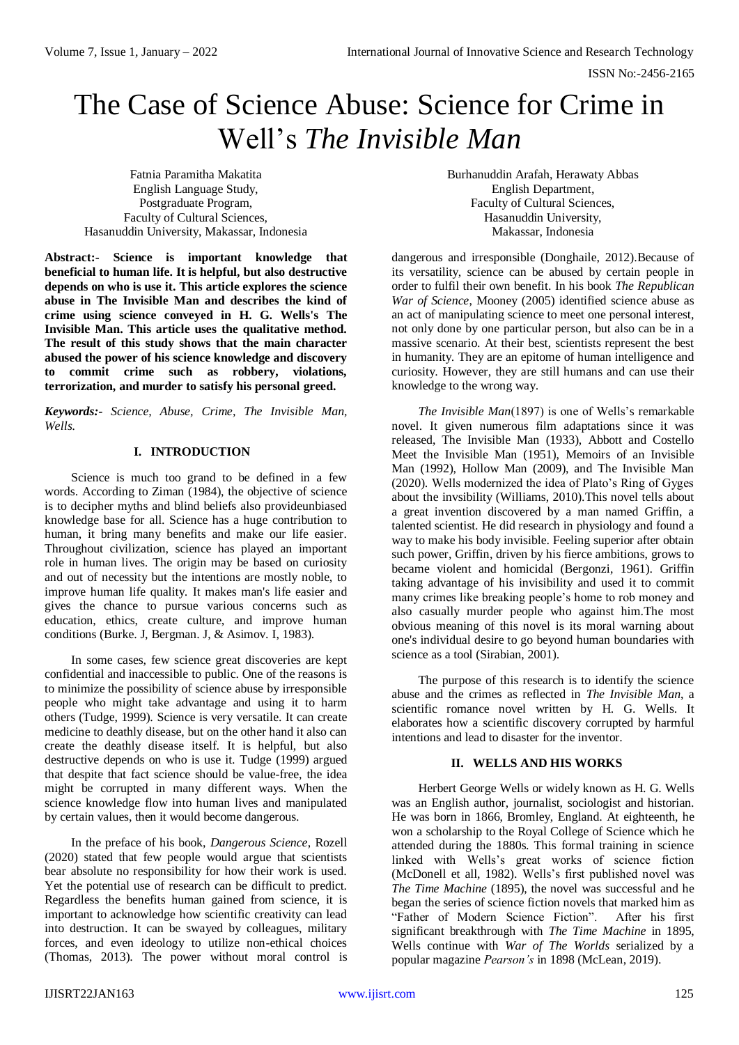# The Case of Science Abuse: Science for Crime in Well's *The Invisible Man*

Fatnia Paramitha Makatita
English Language Study,
Postgraduate Program,
Faculty of Cultural Sciences,
Hasanuddin University, Makassar, Indonesia

Burhanuddin Arafah, Herawaty Abbas
English Department,
Faculty of Cultural Sciences,
Hasanuddin University,
Makassar, Indonesia

**Abstract:- Science is important knowledge that beneficial to human life. It is helpful, but also destructive depends on who is use it. This article explores the science abuse in The Invisible Man and describes the kind of crime using science conveyed in H. G. Wells's The Invisible Man. This article uses the qualitative method. The result of this study shows that the main character abused the power of his science knowledge and discovery to commit crime such as robbery, violations, terrorization, and murder to satisfy his personal greed.**

***Keywords:-** Science, Abuse, Crime, The Invisible Man, Wells.*

## I. INTRODUCTION

Science is much too grand to be defined in a few words. According to Ziman (1984), the objective of science is to decipher myths and blind beliefs also provideunbiased knowledge base for all. Science has a huge contribution to human, it bring many benefits and make our life easier. Throughout civilization, science has played an important role in human lives. The origin may be based on curiosity and out of necessity but the intentions are mostly noble, to improve human life quality. It makes man's life easier and gives the chance to pursue various concerns such as education, ethics, create culture, and improve human conditions (Burke. J, Bergman. J, & Asimov. I, 1983).

In some cases, few science great discoveries are kept confidential and inaccessible to public. One of the reasons is to minimize the possibility of science abuse by irresponsible people who might take advantage and using it to harm others (Tudge, 1999). Science is very versatile. It can create medicine to deathly disease, but on the other hand it also can create the deathly disease itself. It is helpful, but also destructive depends on who is use it. Tudge (1999) argued that despite that fact science should be value-free, the idea might be corrupted in many different ways. When the science knowledge flow into human lives and manipulated by certain values, then it would become dangerous.

In the preface of his book, *Dangerous Science*, Rozell (2020) stated that few people would argue that scientists bear absolute no responsibility for how their work is used. Yet the potential use of research can be difficult to predict. Regardless the benefits human gained from science, it is important to acknowledge how scientific creativity can lead into destruction. It can be swayed by colleagues, military forces, and even ideology to utilize non-ethical choices (Thomas, 2013). The power without moral control is dangerous and irresponsible (Donghaile, 2012).Because of its versatility, science can be abused by certain people in order to fulfil their own benefit. In his book *The Republican War of Science*, Mooney (2005) identified science abuse as an act of manipulating science to meet one personal interest, not only done by one particular person, but also can be in a massive scenario. At their best, scientists represent the best in humanity. They are an epitome of human intelligence and curiosity. However, they are still humans and can use their knowledge to the wrong way.

*The Invisible Man*(1897) is one of Wells's remarkable novel. It given numerous film adaptations since it was released, The Invisible Man (1933), Abbott and Costello Meet the Invisible Man (1951), Memoirs of an Invisible Man (1992), Hollow Man (2009), and The Invisible Man (2020). Wells modernized the idea of Plato's Ring of Gyges about the invsibility (Williams, 2010).This novel tells about a great invention discovered by a man named Griffin, a talented scientist. He did research in physiology and found a way to make his body invisible. Feeling superior after obtain such power, Griffin, driven by his fierce ambitions, grows to became violent and homicidal (Bergonzi, 1961). Griffin taking advantage of his invisibility and used it to commit many crimes like breaking people's home to rob money and also casually murder people who against him.The most obvious meaning of this novel is its moral warning about one's individual desire to go beyond human boundaries with science as a tool (Sirabian, 2001).

The purpose of this research is to identify the science abuse and the crimes as reflected in *The Invisible Man*, a scientific romance novel written by H. G. Wells. It elaborates how a scientific discovery corrupted by harmful intentions and lead to disaster for the inventor.

## II. WELLS AND HIS WORKS

Herbert George Wells or widely known as H. G. Wells was an English author, journalist, sociologist and historian. He was born in 1866, Bromley, England. At eighteenth, he won a scholarship to the Royal College of Science which he attended during the 1880s. This formal training in science linked with Wells's great works of science fiction (McDonell et all, 1982). Wells's first published novel was *The Time Machine* (1895), the novel was successful and he began the series of science fiction novels that marked him as "Father of Modern Science Fiction". After his first significant breakthrough with *The Time Machine* in 1895, Wells continue with *War of The Worlds* serialized by a popular magazine *Pearson's* in 1898 (McLean, 2019).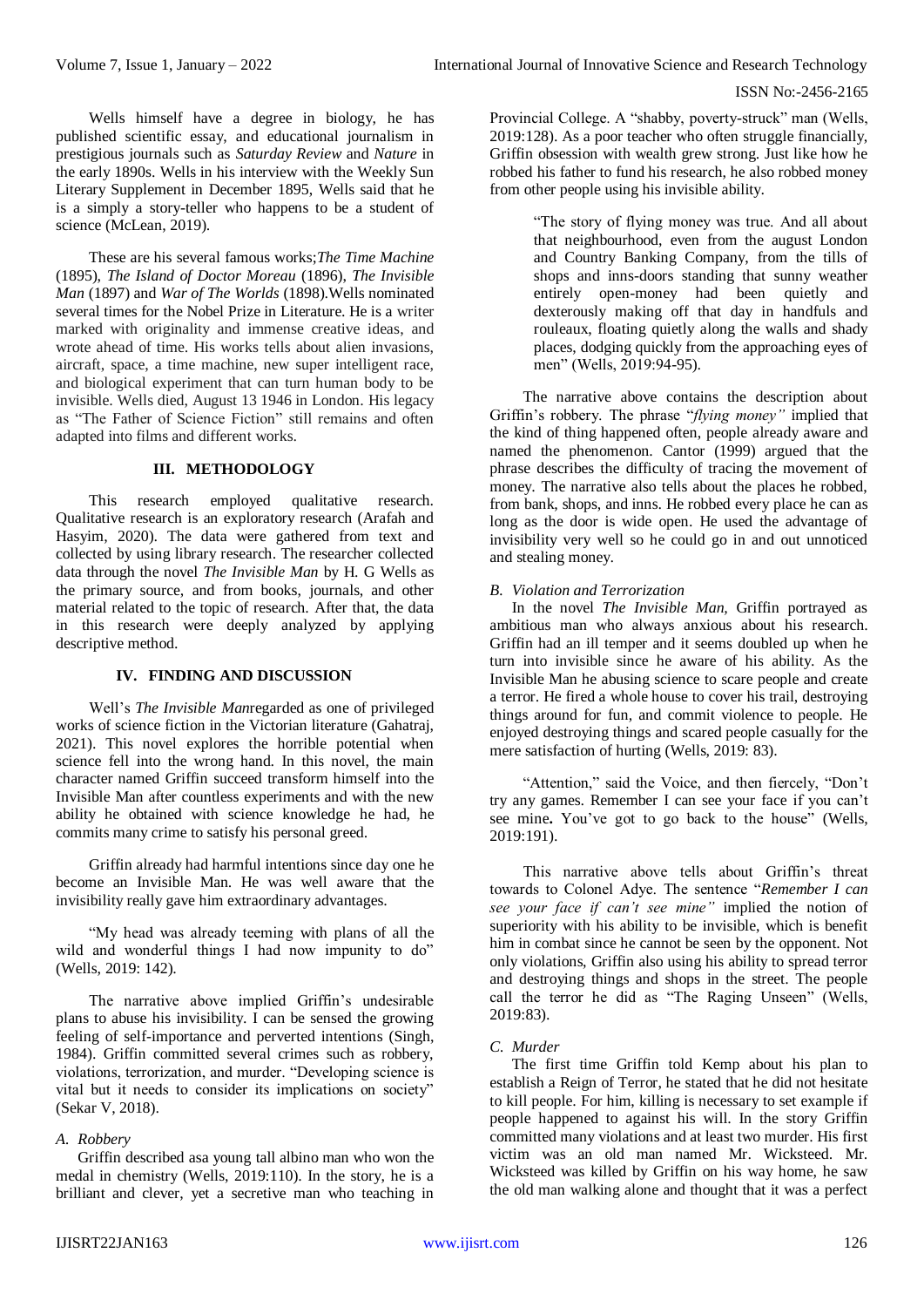Wells himself have a degree in biology, he has published scientific essay, and educational journalism in prestigious journals such as *Saturday Review* and *Nature* in the early 1890s. Wells in his interview with the Weekly Sun Literary Supplement in December 1895, Wells said that he is a simply a story-teller who happens to be a student of science (McLean, 2019).

These are his several famous works;*The Time Machine* (1895), *The Island of Doctor Moreau* (1896), *The Invisible Man* (1897) and *War of The Worlds* (1898).Wells nominated several times for the Nobel Prize in Literature. He is a writer marked with originality and immense creative ideas, and wrote ahead of time. His works tells about alien invasions, aircraft, space, a time machine, new super intelligent race, and biological experiment that can turn human body to be invisible. Wells died, August 13 1946 in London. His legacy as "The Father of Science Fiction" still remains and often adapted into films and different works.

## III. METHODOLOGY

This research employed qualitative research. Qualitative research is an exploratory research (Arafah and Hasyim, 2020). The data were gathered from text and collected by using library research. The researcher collected data through the novel *The Invisible Man* by H. G Wells as the primary source, and from books, journals, and other material related to the topic of research. After that, the data in this research were deeply analyzed by applying descriptive method.

## IV. FINDING AND DISCUSSION

Well's *The Invisible Man*regarded as one of privileged works of science fiction in the Victorian literature (Gahatraj, 2021). This novel explores the horrible potential when science fell into the wrong hand. In this novel, the main character named Griffin succeed transform himself into the Invisible Man after countless experiments and with the new ability he obtained with science knowledge he had, he commits many crime to satisfy his personal greed.

Griffin already had harmful intentions since day one he become an Invisible Man. He was well aware that the invisibility really gave him extraordinary advantages.

"My head was already teeming with plans of all the wild and wonderful things I had now impunity to do" (Wells, 2019: 142).

The narrative above implied Griffin's undesirable plans to abuse his invisibility. I can be sensed the growing feeling of self-importance and perverted intentions (Singh, 1984). Griffin committed several crimes such as robbery, violations, terrorization, and murder. "Developing science is vital but it needs to consider its implications on society" (Sekar V, 2018).

### *A. Robbery*

Griffin described asa young tall albino man who won the medal in chemistry (Wells, 2019:110). In the story, he is a brilliant and clever, yet a secretive man who teaching in Provincial College. A "shabby, poverty-struck" man (Wells, 2019:128). As a poor teacher who often struggle financially, Griffin obsession with wealth grew strong. Just like how he robbed his father to fund his research, he also robbed money from other people using his invisible ability.

> "The story of flying money was true. And all about that neighbourhood, even from the august London and Country Banking Company, from the tills of shops and inns-doors standing that sunny weather entirely open-money had been quietly and dexterously making off that day in handfuls and rouleaux, floating quietly along the walls and shady places, dodging quickly from the approaching eyes of men" (Wells, 2019:94-95).

The narrative above contains the description about Griffin's robbery. The phrase "*flying money"* implied that the kind of thing happened often, people already aware and named the phenomenon. Cantor (1999) argued that the phrase describes the difficulty of tracing the movement of money. The narrative also tells about the places he robbed, from bank, shops, and inns. He robbed every place he can as long as the door is wide open. He used the advantage of invisibility very well so he could go in and out unnoticed and stealing money.

### *B. Violation and Terrorization*

In the novel *The Invisible Man*, Griffin portrayed as ambitious man who always anxious about his research. Griffin had an ill temper and it seems doubled up when he turn into invisible since he aware of his ability. As the Invisible Man he abusing science to scare people and create a terror. He fired a whole house to cover his trail, destroying things around for fun, and commit violence to people. He enjoyed destroying things and scared people casually for the mere satisfaction of hurting (Wells, 2019: 83).

"Attention," said the Voice, and then fiercely, "Don't try any games. Remember I can see your face if you can't see mine**.** You've got to go back to the house" (Wells, 2019:191).

This narrative above tells about Griffin's threat towards to Colonel Adye. The sentence "*Remember I can see your face if can't see mine"* implied the notion of superiority with his ability to be invisible, which is benefit him in combat since he cannot be seen by the opponent. Not only violations, Griffin also using his ability to spread terror and destroying things and shops in the street. The people call the terror he did as "The Raging Unseen" (Wells, 2019:83).

### *C. Murder*

The first time Griffin told Kemp about his plan to establish a Reign of Terror, he stated that he did not hesitate to kill people. For him, killing is necessary to set example if people happened to against his will. In the story Griffin committed many violations and at least two murder. His first victim was an old man named Mr. Wicksteed. Mr. Wicksteed was killed by Griffin on his way home, he saw the old man walking alone and thought that it was a perfect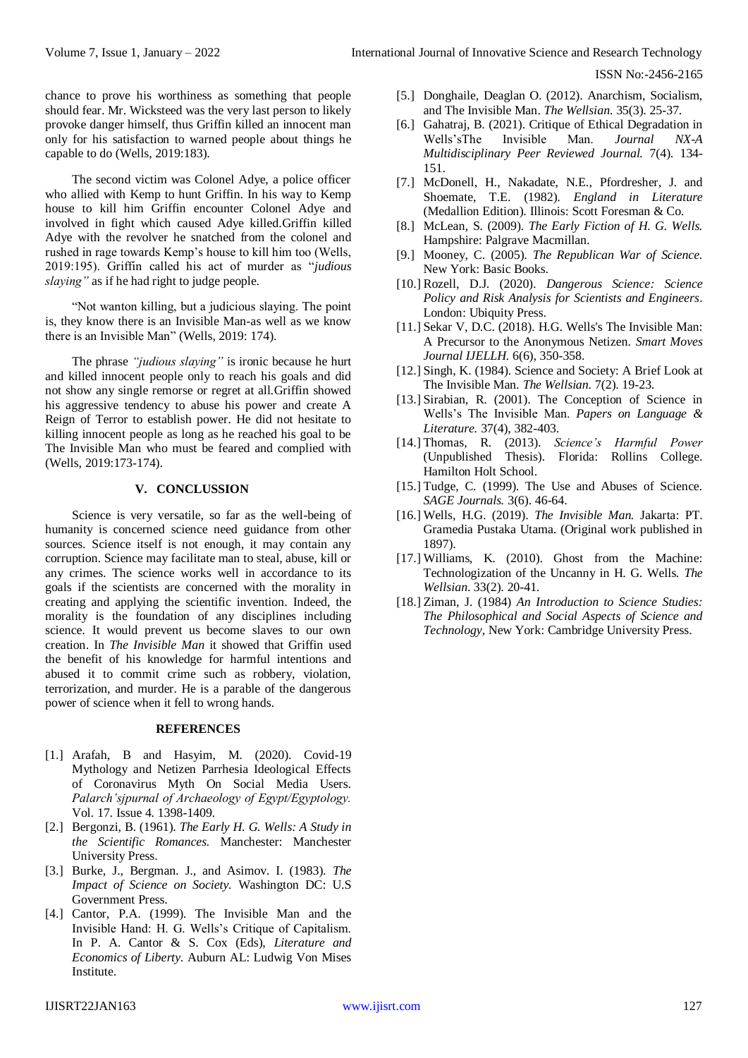chance to prove his worthiness as something that people should fear. Mr. Wicksteed was the very last person to likely provoke danger himself, thus Griffin killed an innocent man only for his satisfaction to warned people about things he capable to do (Wells, 2019:183).

The second victim was Colonel Adye, a police officer who allied with Kemp to hunt Griffin. In his way to Kemp house to kill him Griffin encounter Colonel Adye and involved in fight which caused Adye killed.Griffin killed Adye with the revolver he snatched from the colonel and rushed in rage towards Kemp's house to kill him too (Wells, 2019:195). Griffin called his act of murder as "*judious slaying"* as if he had right to judge people.

"Not wanton killing, but a judicious slaying. The point is, they know there is an Invisible Man-as well as we know there is an Invisible Man" (Wells, 2019: 174).

The phrase *"judious slaying"* is ironic because he hurt and killed innocent people only to reach his goals and did not show any single remorse or regret at all.Griffin showed his aggressive tendency to abuse his power and create A Reign of Terror to establish power. He did not hesitate to killing innocent people as long as he reached his goal to be The Invisible Man who must be feared and complied with (Wells, 2019:173-174).

## V. CONCLUSSION

Science is very versatile, so far as the well-being of humanity is concerned science need guidance from other sources. Science itself is not enough, it may contain any corruption. Science may facilitate man to steal, abuse, kill or any crimes. The science works well in accordance to its goals if the scientists are concerned with the morality in creating and applying the scientific invention. Indeed, the morality is the foundation of any disciplines including science. It would prevent us become slaves to our own creation. In *The Invisible Man* it showed that Griffin used the benefit of his knowledge for harmful intentions and abused it to commit crime such as robbery, violation, terrorization, and murder. He is a parable of the dangerous power of science when it fell to wrong hands.

## REFERENCES

[1.] Arafah, B and Hasyim, M. (2020). Covid-19 Mythology and Netizen Parrhesia Ideological Effects of Coronavirus Myth On Social Media Users. *Palarch'sjpurnal of Archaeology of Egypt/Egyptology.* Vol. 17. Issue 4. 1398-1409.

[2.] Bergonzi, B. (1961). *The Early H. G. Wells: A Study in the Scientific Romances.* Manchester: Manchester University Press.

[3.] Burke, J., Bergman. J., and Asimov. I. (1983). *The Impact of Science on Society.* Washington DC: U.S Government Press.

[4.] Cantor, P.A. (1999). The Invisible Man and the Invisible Hand: H. G. Wells's Critique of Capitalism. In P. A. Cantor & S. Cox (Eds), *Literature and Economics of Liberty.* Auburn AL: Ludwig Von Mises Institute.

[5.] Donghaile, Deaglan O. (2012). Anarchism, Socialism, and The Invisible Man. *The Wellsian.* 35(3). 25-37.

[6.] Gahatraj, B. (2021). Critique of Ethical Degradation in Wells'sThe Invisible Man. *Journal NX-A Multidisciplinary Peer Reviewed Journal.* 7(4). 134-151.

[7.] McDonell, H., Nakadate, N.E., Pfordresher, J. and Shoemate, T.E. (1982). *England in Literature* (Medallion Edition). Illinois: Scott Foresman & Co.

[8.] McLean, S. (2009). *The Early Fiction of H. G. Wells.* Hampshire: Palgrave Macmillan.

[9.] Mooney, C. (2005). *The Republican War of Science.* New York: Basic Books.

[10.] Rozell, D.J. (2020). *Dangerous Science: Science Policy and Risk Analysis for Scientists and Engineers*. London: Ubiquity Press.

[11.] Sekar V, D.C. (2018). H.G. Wells's The Invisible Man: A Precursor to the Anonymous Netizen. *Smart Moves Journal IJELLH.* 6(6), 350-358.

[12.] Singh, K. (1984). Science and Society: A Brief Look at The Invisible Man. *The Wellsian.* 7(2). 19-23.

[13.] Sirabian, R. (2001). The Conception of Science in Wells's The Invisible Man. *Papers on Language & Literature.* 37(4), 382-403.

[14.] Thomas, R. (2013). *Science's Harmful Power* (Unpublished Thesis). Florida: Rollins College. Hamilton Holt School.

[15.] Tudge, C. (1999). The Use and Abuses of Science. *SAGE Journals.* 3(6). 46-64.

[16.] Wells, H.G. (2019). *The Invisible Man.* Jakarta: PT. Gramedia Pustaka Utama. (Original work published in 1897).

[17.] Williams, K. (2010). Ghost from the Machine: Technologization of the Uncanny in H. G. Wells. *The Wellsian.* 33(2). 20-41.

[18.] Ziman, J. (1984) *An Introduction to Science Studies: The Philosophical and Social Aspects of Science and Technology*, New York: Cambridge University Press.